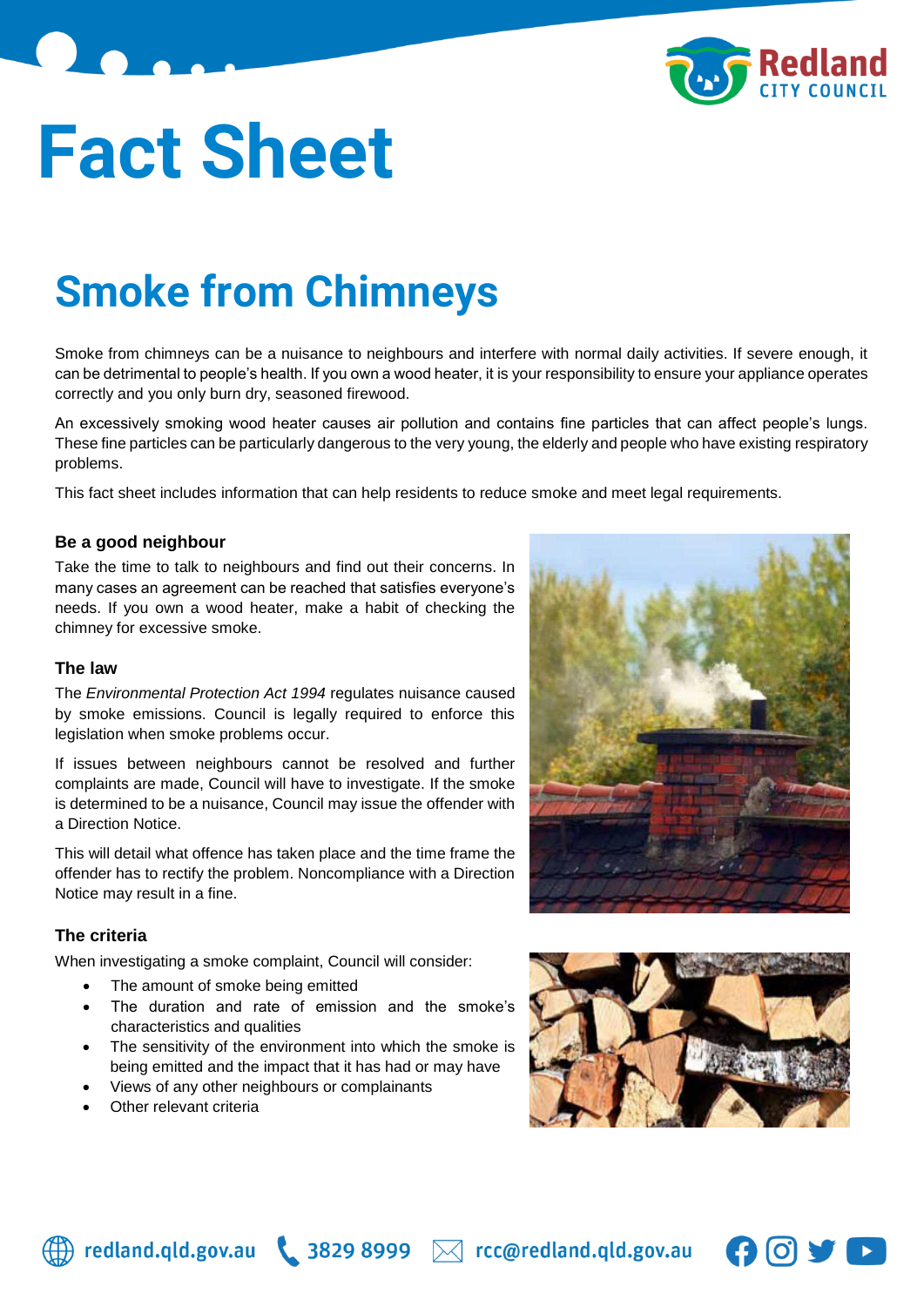# Fact Sheet

## Smoke from Chimneys

Smoke from chimneys can be a nuisance to neighbours and interfere with normal daily activities. If severe enough, it can be detrimental to people's health. If you own a wood heater, it is your responsibility to ensure your appliance operates correctly and you only burn dry, seasoned firewood.

An excessively smoking wood heater causes air pollution and contains fine particles that can affect people's lungs. These fine particles can be particularly dangerous to the very young, the elderly and people who have existing respiratory problems.

This fact sheet includes information that can help residents to reduce smoke and meet legal requirements.

### Be a good neighbour

Take the time to talk to neighbours and find out their concerns. In many cases an agreement can be reached that satisfies everyone's needs. If you own a wood heater, make a habit of checking the chimney for excessive smoke.

### The law

The *Environmental Protection Act 1994* regulates nuisance caused by smoke emissions. Council is legally required to enforce this legislation when smoke problems occur.

If issues between neighbours cannot be resolved and further complaints are made, Council will have to investigate. If the smoke is determined to be a nuisance, Council may issue the offender with a Direction Notice.

This will detail what offence has taken place and the time frame the offender has to rectify the problem. Noncompliance with a Direction Notice may result in a fine.

### The criteria

When investigating a smoke complaint, Council will consider:

- The amount of smoke being emitted
- The duration and rate of emission and the smoke's characteristics and qualities
- The sensitivity of the environment into which the smoke is being emitted and the impact that it has had or may have
- Views of any other neighbours or complainants
- Other relevant criteria

redland.qld.gov.au 3829 8999 rcc@redland.qld.gov.au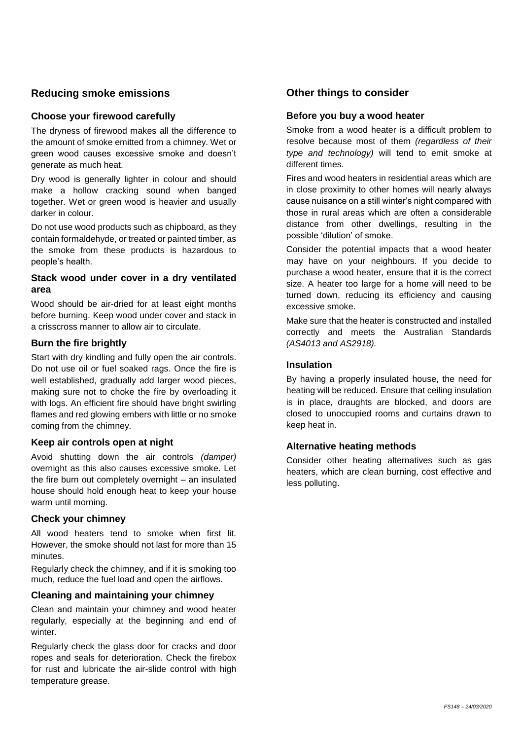## Reducing smoke emissions

### Choose your firewood carefully

The dryness of firewood makes all the difference to the amount of smoke emitted from a chimney. Wet or green wood causes excessive smoke and doesn't generate as much heat.

Dry wood is generally lighter in colour and should make a hollow cracking sound when banged together. Wet or green wood is heavier and usually darker in colour.

Do not use wood products such as chipboard, as they contain formaldehyde, or treated or painted timber, as the smoke from these products is hazardous to people's health.

### Stack wood under cover in a dry ventilated area

Wood should be air-dried for at least eight months before burning. Keep wood under cover and stack in a crisscross manner to allow air to circulate.

### Burn the fire brightly

Start with dry kindling and fully open the air controls. Do not use oil or fuel soaked rags. Once the fire is well established, gradually add larger wood pieces, making sure not to choke the fire by overloading it with logs. An efficient fire should have bright swirling flames and red glowing embers with little or no smoke coming from the chimney.

### Keep air controls open at night

Avoid shutting down the air controls *(damper)* overnight as this also causes excessive smoke. Let the fire burn out completely overnight – an insulated house should hold enough heat to keep your house warm until morning.

### Check your chimney

All wood heaters tend to smoke when first lit. However, the smoke should not last for more than 15 minutes.

Regularly check the chimney, and if it is smoking too much, reduce the fuel load and open the airflows.

### Cleaning and maintaining your chimney

Clean and maintain your chimney and wood heater regularly, especially at the beginning and end of winter.

Regularly check the glass door for cracks and door ropes and seals for deterioration. Check the firebox for rust and lubricate the air-slide control with high temperature grease.

## Other things to consider

### Before you buy a wood heater

Smoke from a wood heater is a difficult problem to resolve because most of them *(regardless of their type and technology)* will tend to emit smoke at different times.

Fires and wood heaters in residential areas which are in close proximity to other homes will nearly always cause nuisance on a still winter's night compared with those in rural areas which are often a considerable distance from other dwellings, resulting in the possible 'dilution' of smoke.

Consider the potential impacts that a wood heater may have on your neighbours. If you decide to purchase a wood heater, ensure that it is the correct size. A heater too large for a home will need to be turned down, reducing its efficiency and causing excessive smoke.

Make sure that the heater is constructed and installed correctly and meets the Australian Standards *(AS4013 and AS2918).*

### Insulation

By having a properly insulated house, the need for heating will be reduced. Ensure that ceiling insulation is in place, draughts are blocked, and doors are closed to unoccupied rooms and curtains drawn to keep heat in.

### Alternative heating methods

Consider other heating alternatives such as gas heaters, which are clean burning, cost effective and less polluting.

*FS148 – 24/03/2020*